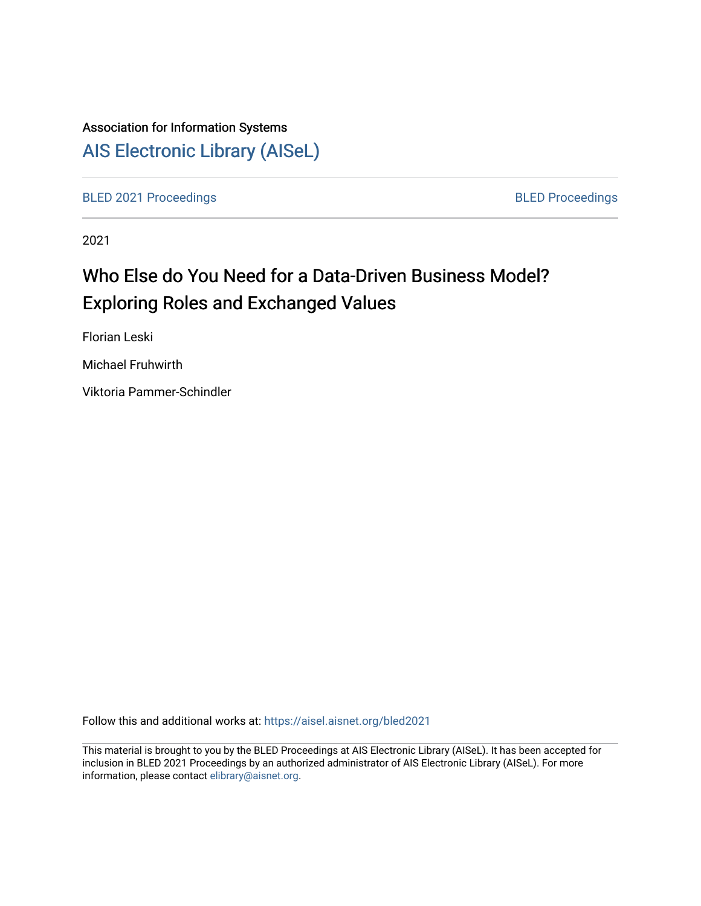Association for Information Systems

[AIS Electronic Library (AISeL)](https://aisel.aisnet.org/)

BLED 2021 Proceedings | BLED Proceedings

2021

# Who Else do You Need for a Data-Driven Business Model? Exploring Roles and Exchanged Values

Florian Leski

Michael Fruhwirth

Viktoria Pammer-Schindler

Follow this and additional works at: https://aisel.aisnet.org/bled2021

This material is brought to you by the BLED Proceedings at AIS Electronic Library (AISeL). It has been accepted for inclusion in BLED 2021 Proceedings by an authorized administrator of AIS Electronic Library (AISeL). For more information, please contact elibrary@aisnet.org.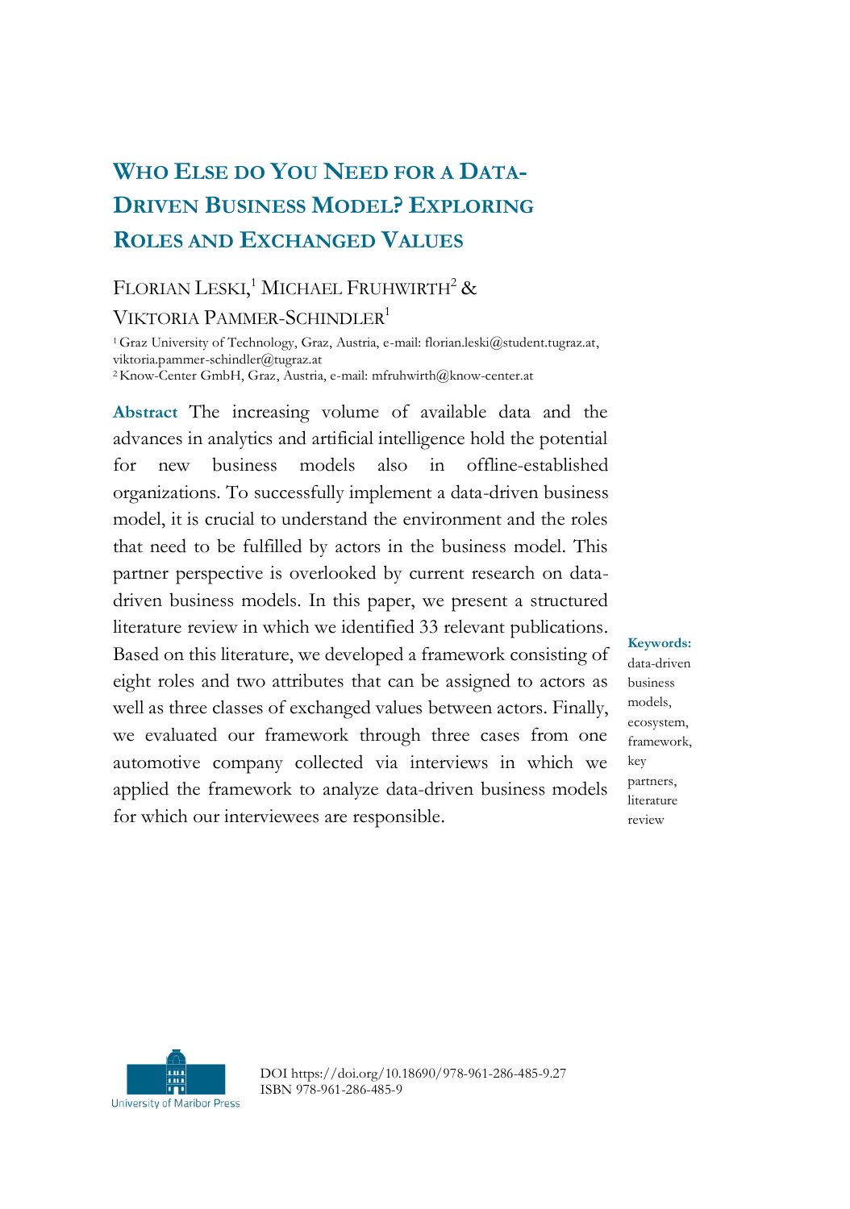# WHO ELSE DO YOU NEED FOR A DATA-DRIVEN BUSINESS MODEL? EXPLORING ROLES AND EXCHANGED VALUES

FLORIAN LESKI,[1] MICHAEL FRUHWIRTH[2] & VIKTORIA PAMMER-SCHINDLER[1]

[1] Graz University of Technology, Graz, Austria, e-mail: florian.leski@student.tugraz.at, viktoria.pammer-schindler@tugraz.at
[2] Know-Center GmbH, Graz, Austria, e-mail: mfruhwirth@know-center.at

**Abstract** The increasing volume of available data and the advances in analytics and artificial intelligence hold the potential for new business models also in offline-established organizations. To successfully implement a data-driven business model, it is crucial to understand the environment and the roles that need to be fulfilled by actors in the business model. This partner perspective is overlooked by current research on data-driven business models. In this paper, we present a structured literature review in which we identified 33 relevant publications. Based on this literature, we developed a framework consisting of eight roles and two attributes that can be assigned to actors as well as three classes of exchanged values between actors. Finally, we evaluated our framework through three cases from one automotive company collected via interviews in which we applied the framework to analyze data-driven business models for which our interviewees are responsible.

**Keywords:** data-driven business models, ecosystem, framework, key partners, literature review

DOI https://doi.org/10.18690/978-961-286-485-9.27
ISBN 978-961-286-485-9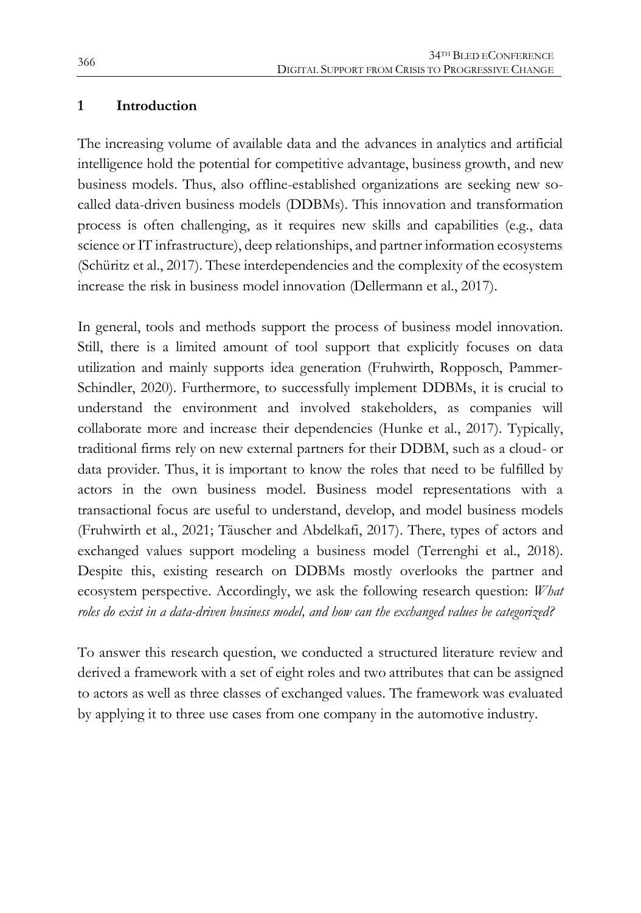## 1 Introduction

The increasing volume of available data and the advances in analytics and artificial intelligence hold the potential for competitive advantage, business growth, and new business models. Thus, also offline-established organizations are seeking new so-called data-driven business models (DDBMs). This innovation and transformation process is often challenging, as it requires new skills and capabilities (e.g., data science or IT infrastructure), deep relationships, and partner information ecosystems (Schüritz et al., 2017). These interdependencies and the complexity of the ecosystem increase the risk in business model innovation (Dellermann et al., 2017).

In general, tools and methods support the process of business model innovation. Still, there is a limited amount of tool support that explicitly focuses on data utilization and mainly supports idea generation (Fruhwirth, Ropposch, Pammer-Schindler, 2020). Furthermore, to successfully implement DDBMs, it is crucial to understand the environment and involved stakeholders, as companies will collaborate more and increase their dependencies (Hunke et al., 2017). Typically, traditional firms rely on new external partners for their DDBM, such as a cloud- or data provider. Thus, it is important to know the roles that need to be fulfilled by actors in the own business model. Business model representations with a transactional focus are useful to understand, develop, and model business models (Fruhwirth et al., 2021; Täuscher and Abdelkafi, 2017). There, types of actors and exchanged values support modeling a business model (Terrenghi et al., 2018). Despite this, existing research on DDBMs mostly overlooks the partner and ecosystem perspective. Accordingly, we ask the following research question: *What roles do exist in a data-driven business model, and how can the exchanged values be categorized?*

To answer this research question, we conducted a structured literature review and derived a framework with a set of eight roles and two attributes that can be assigned to actors as well as three classes of exchanged values. The framework was evaluated by applying it to three use cases from one company in the automotive industry.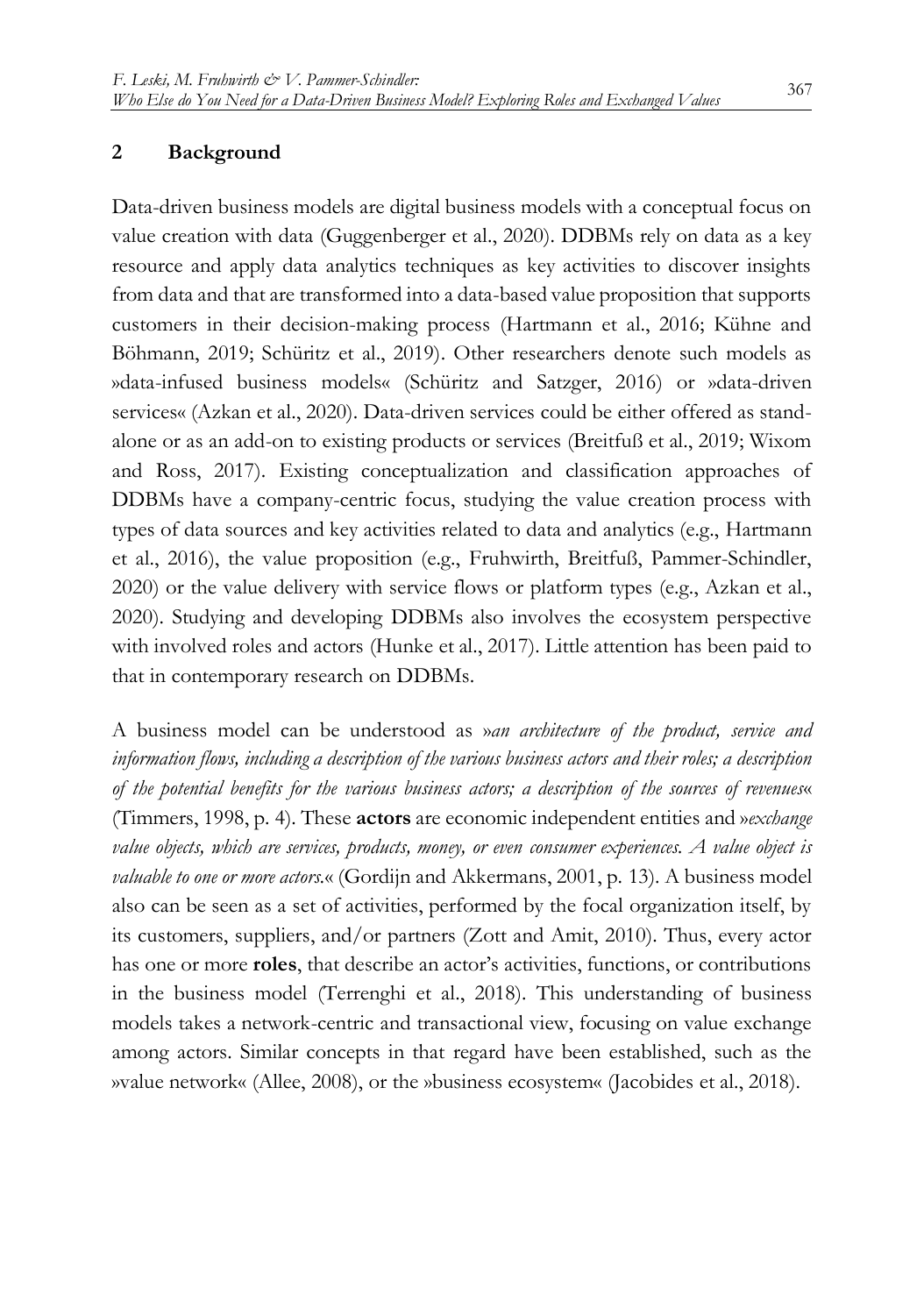## 2 Background

Data-driven business models are digital business models with a conceptual focus on value creation with data (Guggenberger et al., 2020). DDBMs rely on data as a key resource and apply data analytics techniques as key activities to discover insights from data and that are transformed into a data-based value proposition that supports customers in their decision-making process (Hartmann et al., 2016; Kühne and Böhmann, 2019; Schüritz et al., 2019). Other researchers denote such models as »data-infused business models« (Schüritz and Satzger, 2016) or »data-driven services« (Azkan et al., 2020). Data-driven services could be either offered as stand-alone or as an add-on to existing products or services (Breitfuß et al., 2019; Wixom and Ross, 2017). Existing conceptualization and classification approaches of DDBMs have a company-centric focus, studying the value creation process with types of data sources and key activities related to data and analytics (e.g., Hartmann et al., 2016), the value proposition (e.g., Fruhwirth, Breitfuß, Pammer-Schindler, 2020) or the value delivery with service flows or platform types (e.g., Azkan et al., 2020). Studying and developing DDBMs also involves the ecosystem perspective with involved roles and actors (Hunke et al., 2017). Little attention has been paid to that in contemporary research on DDBMs.

A business model can be understood as »*an architecture of the product, service and information flows, including a description of the various business actors and their roles; a description of the potential benefits for the various business actors; a description of the sources of revenues*« (Timmers, 1998, p. 4). These **actors** are economic independent entities and »*exchange value objects, which are services, products, money, or even consumer experiences. A value object is valuable to one or more actors.*« (Gordijn and Akkermans, 2001, p. 13). A business model also can be seen as a set of activities, performed by the focal organization itself, by its customers, suppliers, and/or partners (Zott and Amit, 2010). Thus, every actor has one or more **roles**, that describe an actor's activities, functions, or contributions in the business model (Terrenghi et al., 2018). This understanding of business models takes a network-centric and transactional view, focusing on value exchange among actors. Similar concepts in that regard have been established, such as the »value network« (Allee, 2008), or the »business ecosystem« (Jacobides et al., 2018).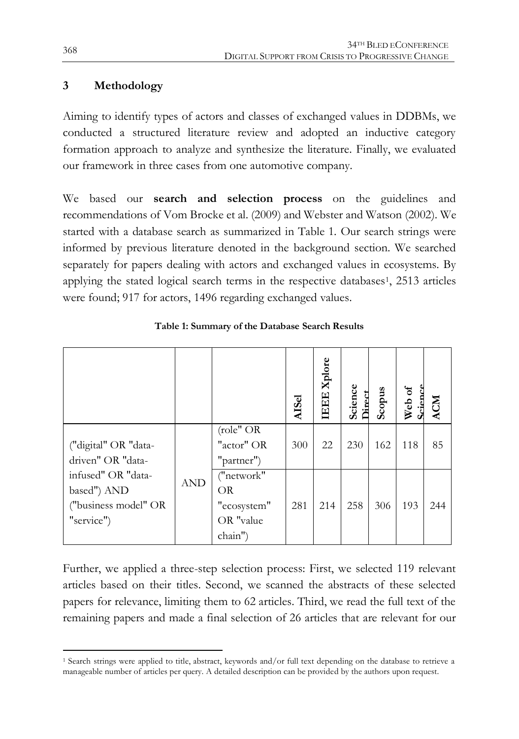## 3 Methodology

Aiming to identify types of actors and classes of exchanged values in DDBMs, we conducted a structured literature review and adopted an inductive category formation approach to analyze and synthesize the literature. Finally, we evaluated our framework in three cases from one automotive company.

We based our **search and selection process** on the guidelines and recommendations of Vom Brocke et al. (2009) and Webster and Watson (2002). We started with a database search as summarized in Table 1. Our search strings were informed by previous literature denoted in the background section. We searched separately for papers dealing with actors and exchanged values in ecosystems. By applying the stated logical search terms in the respective databases[1], 2513 articles were found; 917 for actors, 1496 regarding exchanged values.

**Table 1: Summary of the Database Search Results**

| | | | AISel | IEEE Xplore | Science Direct | Scopus | Web of Science | ACM |
|---|---|---|---|---|---|---|---|---|
| ("digital" OR "data-driven" OR "data-infused" OR "data-based") AND ("business model" OR "service") | AND | ("role" OR "actor" OR "partner") | 300 | 22 | 230 | 162 | 118 | 85 |
| | | ("network" OR "ecosystem" OR "value chain") | 281 | 214 | 258 | 306 | 193 | 244 |

Further, we applied a three-step selection process: First, we selected 119 relevant articles based on their titles. Second, we scanned the abstracts of these selected papers for relevance, limiting them to 62 articles. Third, we read the full text of the remaining papers and made a final selection of 26 articles that are relevant for our

[1] Search strings were applied to title, abstract, keywords and/or full text depending on the database to retrieve a manageable number of articles per query. A detailed description can be provided by the authors upon request.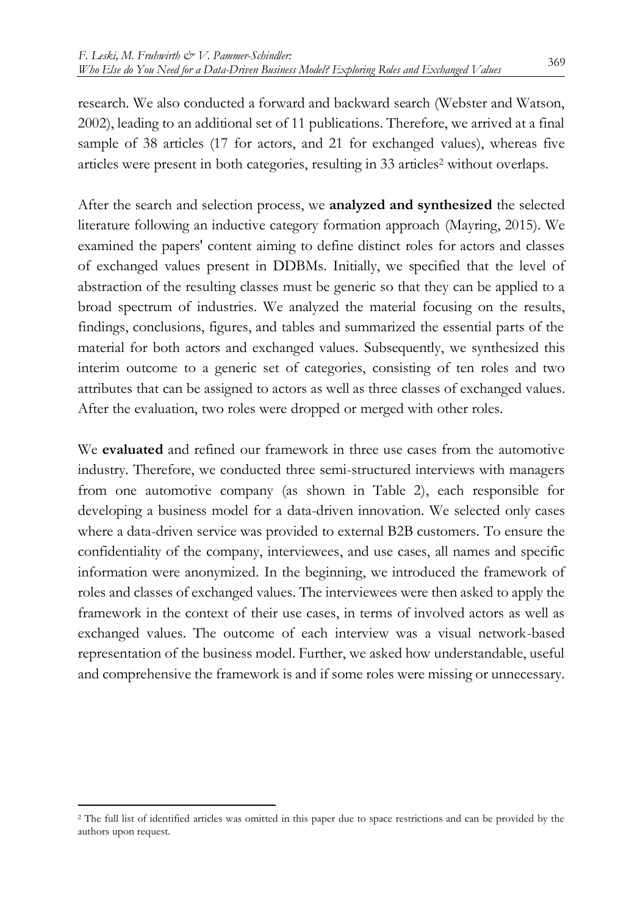research. We also conducted a forward and backward search (Webster and Watson, 2002), leading to an additional set of 11 publications. Therefore, we arrived at a final sample of 38 articles (17 for actors, and 21 for exchanged values), whereas five articles were present in both categories, resulting in 33 articles[2] without overlaps.

After the search and selection process, we **analyzed and synthesized** the selected literature following an inductive category formation approach (Mayring, 2015). We examined the papers' content aiming to define distinct roles for actors and classes of exchanged values present in DDBMs. Initially, we specified that the level of abstraction of the resulting classes must be generic so that they can be applied to a broad spectrum of industries. We analyzed the material focusing on the results, findings, conclusions, figures, and tables and summarized the essential parts of the material for both actors and exchanged values. Subsequently, we synthesized this interim outcome to a generic set of categories, consisting of ten roles and two attributes that can be assigned to actors as well as three classes of exchanged values. After the evaluation, two roles were dropped or merged with other roles.

We **evaluated** and refined our framework in three use cases from the automotive industry. Therefore, we conducted three semi-structured interviews with managers from one automotive company (as shown in Table 2), each responsible for developing a business model for a data-driven innovation. We selected only cases where a data-driven service was provided to external B2B customers. To ensure the confidentiality of the company, interviewees, and use cases, all names and specific information were anonymized. In the beginning, we introduced the framework of roles and classes of exchanged values. The interviewees were then asked to apply the framework in the context of their use cases, in terms of involved actors as well as exchanged values. The outcome of each interview was a visual network-based representation of the business model. Further, we asked how understandable, useful and comprehensive the framework is and if some roles were missing or unnecessary.

[2] The full list of identified articles was omitted in this paper due to space restrictions and can be provided by the authors upon request.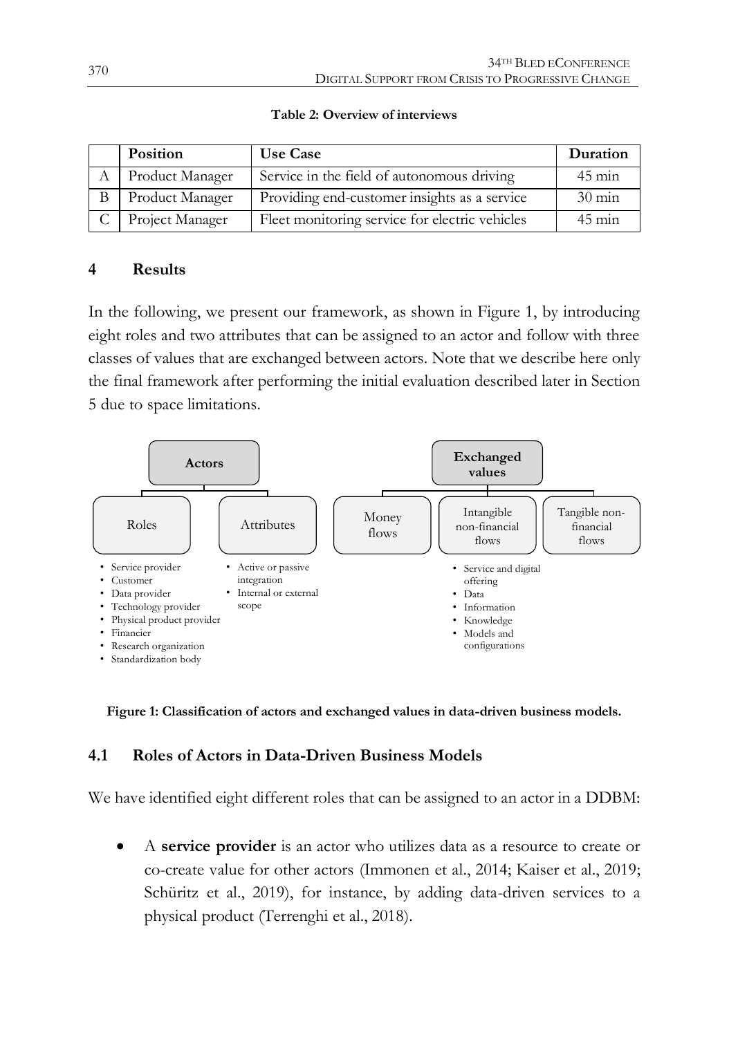**Table 2: Overview of interviews**

| | Position | Use Case | Duration |
|---|---|---|---|
| A | Product Manager | Service in the field of autonomous driving | 45 min |
| B | Product Manager | Providing end-customer insights as a service | 30 min |
| C | Project Manager | Fleet monitoring service for electric vehicles | 45 min |

## 4 Results

In the following, we present our framework, as shown in Figure 1, by introducing eight roles and two attributes that can be assigned to an actor and follow with three classes of values that are exchanged between actors. Note that we describe here only the final framework after performing the initial evaluation described later in Section 5 due to space limitations.

**Actors**

- Roles
  - Service provider
  - Customer
  - Data provider
  - Technology provider
  - Physical product provider
  - Financier
  - Research organization
  - Standardization body
- Attributes
  - Active or passive integration
  - Internal or external scope

**Exchanged values**

- Money flows
- Intangible non-financial flows
  - Service and digital offering
  - Data
  - Information
  - Knowledge
  - Models and configurations
- Tangible non-financial flows

**Figure 1: Classification of actors and exchanged values in data-driven business models.**

### 4.1 Roles of Actors in Data-Driven Business Models

We have identified eight different roles that can be assigned to an actor in a DDBM:

- A **service provider** is an actor who utilizes data as a resource to create or co-create value for other actors (Immonen et al., 2014; Kaiser et al., 2019; Schüritz et al., 2019), for instance, by adding data-driven services to a physical product (Terrenghi et al., 2018).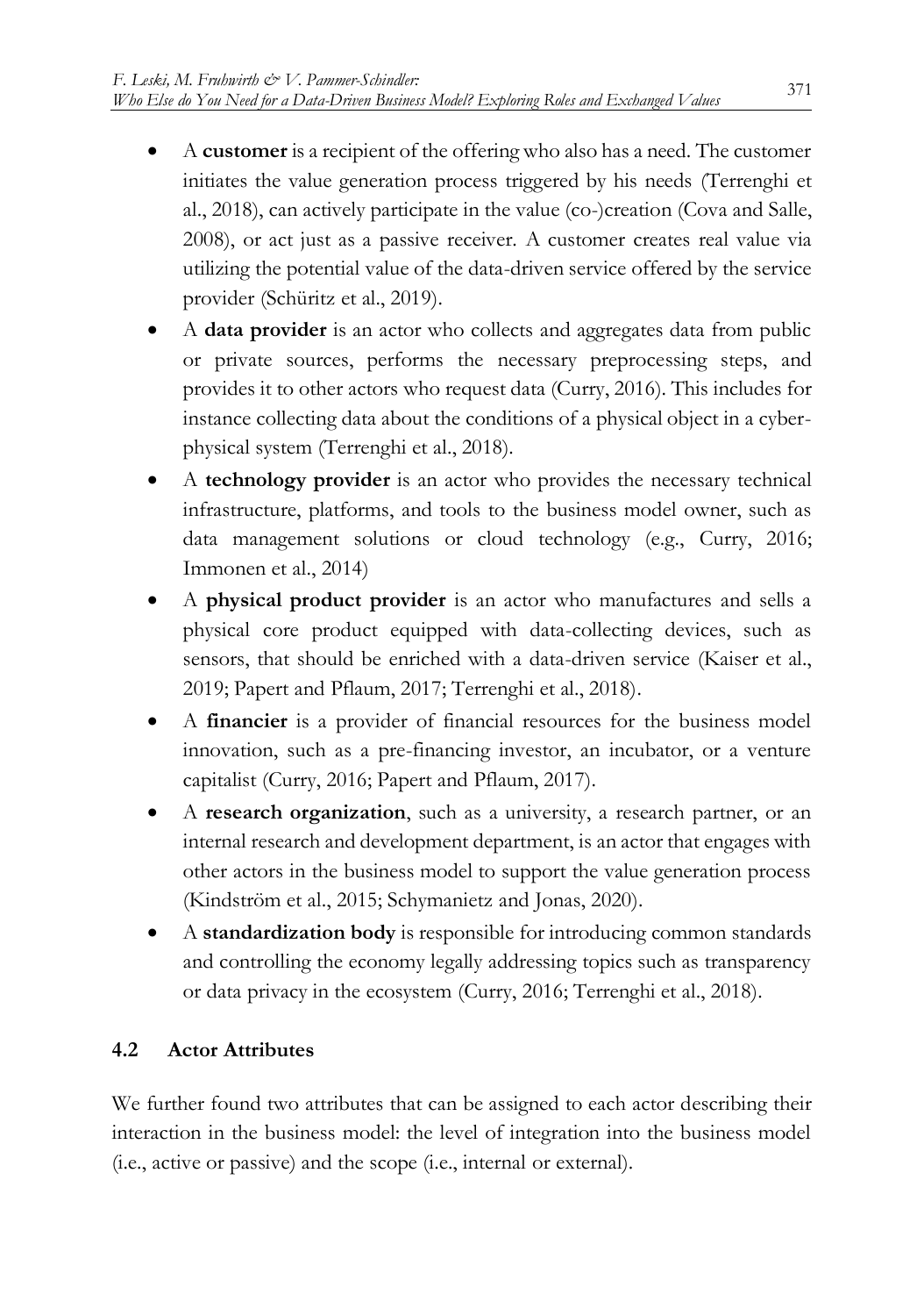- A **customer** is a recipient of the offering who also has a need. The customer initiates the value generation process triggered by his needs (Terrenghi et al., 2018), can actively participate in the value (co-)creation (Cova and Salle, 2008), or act just as a passive receiver. A customer creates real value via utilizing the potential value of the data-driven service offered by the service provider (Schüritz et al., 2019).
- A **data provider** is an actor who collects and aggregates data from public or private sources, performs the necessary preprocessing steps, and provides it to other actors who request data (Curry, 2016). This includes for instance collecting data about the conditions of a physical object in a cyber-physical system (Terrenghi et al., 2018).
- A **technology provider** is an actor who provides the necessary technical infrastructure, platforms, and tools to the business model owner, such as data management solutions or cloud technology (e.g., Curry, 2016; Immonen et al., 2014)
- A **physical product provider** is an actor who manufactures and sells a physical core product equipped with data-collecting devices, such as sensors, that should be enriched with a data-driven service (Kaiser et al., 2019; Papert and Pflaum, 2017; Terrenghi et al., 2018).
- A **financier** is a provider of financial resources for the business model innovation, such as a pre-financing investor, an incubator, or a venture capitalist (Curry, 2016; Papert and Pflaum, 2017).
- A **research organization**, such as a university, a research partner, or an internal research and development department, is an actor that engages with other actors in the business model to support the value generation process (Kindström et al., 2015; Schymanietz and Jonas, 2020).
- A **standardization body** is responsible for introducing common standards and controlling the economy legally addressing topics such as transparency or data privacy in the ecosystem (Curry, 2016; Terrenghi et al., 2018).

## 4.2 Actor Attributes

We further found two attributes that can be assigned to each actor describing their interaction in the business model: the level of integration into the business model (i.e., active or passive) and the scope (i.e., internal or external).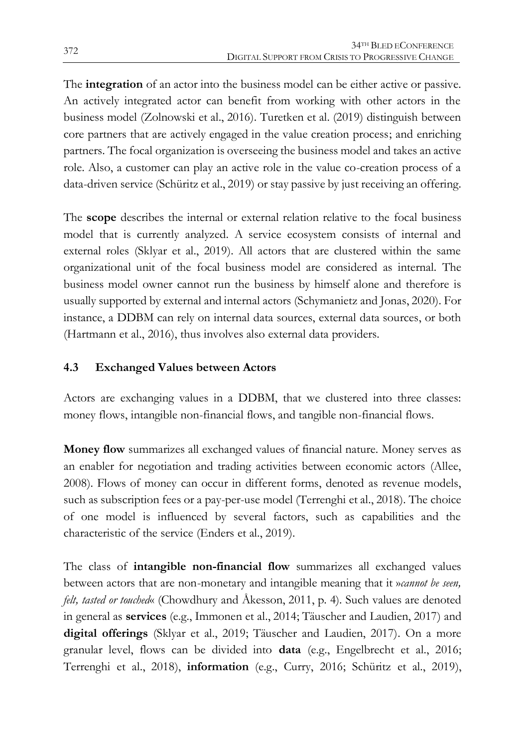The **integration** of an actor into the business model can be either active or passive. An actively integrated actor can benefit from working with other actors in the business model (Zolnowski et al., 2016). Turetken et al. (2019) distinguish between core partners that are actively engaged in the value creation process; and enriching partners. The focal organization is overseeing the business model and takes an active role. Also, a customer can play an active role in the value co-creation process of a data-driven service (Schüritz et al., 2019) or stay passive by just receiving an offering.

The **scope** describes the internal or external relation relative to the focal business model that is currently analyzed. A service ecosystem consists of internal and external roles (Sklyar et al., 2019). All actors that are clustered within the same organizational unit of the focal business model are considered as internal. The business model owner cannot run the business by himself alone and therefore is usually supported by external and internal actors (Schymanietz and Jonas, 2020). For instance, a DDBM can rely on internal data sources, external data sources, or both (Hartmann et al., 2016), thus involves also external data providers.

### 4.3 Exchanged Values between Actors

Actors are exchanging values in a DDBM, that we clustered into three classes: money flows, intangible non-financial flows, and tangible non-financial flows.

**Money flow** summarizes all exchanged values of financial nature. Money serves as an enabler for negotiation and trading activities between economic actors (Allee, 2008). Flows of money can occur in different forms, denoted as revenue models, such as subscription fees or a pay-per-use model (Terrenghi et al., 2018). The choice of one model is influenced by several factors, such as capabilities and the characteristic of the service (Enders et al., 2019).

The class of **intangible non-financial flow** summarizes all exchanged values between actors that are non-monetary and intangible meaning that it »*cannot be seen, felt, tasted or touched*« (Chowdhury and Åkesson, 2011, p. 4). Such values are denoted in general as **services** (e.g., Immonen et al., 2014; Täuscher and Laudien, 2017) and **digital offerings** (Sklyar et al., 2019; Täuscher and Laudien, 2017). On a more granular level, flows can be divided into **data** (e.g., Engelbrecht et al., 2016; Terrenghi et al., 2018), **information** (e.g., Curry, 2016; Schüritz et al., 2019),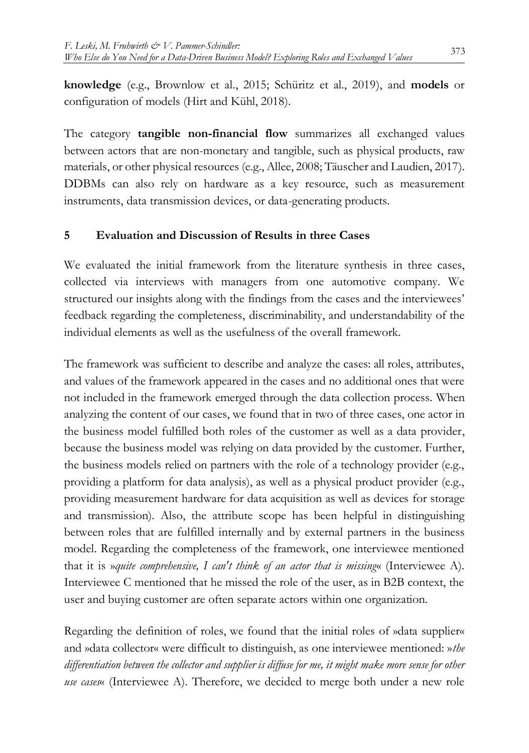**knowledge** (e.g., Brownlow et al., 2015; Schüritz et al., 2019), and **models** or configuration of models (Hirt and Kühl, 2018).

The category **tangible non-financial flow** summarizes all exchanged values between actors that are non-monetary and tangible, such as physical products, raw materials, or other physical resources (e.g., Allee, 2008; Täuscher and Laudien, 2017). DDBMs can also rely on hardware as a key resource, such as measurement instruments, data transmission devices, or data-generating products.

## 5 Evaluation and Discussion of Results in three Cases

We evaluated the initial framework from the literature synthesis in three cases, collected via interviews with managers from one automotive company. We structured our insights along with the findings from the cases and the interviewees' feedback regarding the completeness, discriminability, and understandability of the individual elements as well as the usefulness of the overall framework.

The framework was sufficient to describe and analyze the cases: all roles, attributes, and values of the framework appeared in the cases and no additional ones that were not included in the framework emerged through the data collection process. When analyzing the content of our cases, we found that in two of three cases, one actor in the business model fulfilled both roles of the customer as well as a data provider, because the business model was relying on data provided by the customer. Further, the business models relied on partners with the role of a technology provider (e.g., providing a platform for data analysis), as well as a physical product provider (e.g., providing measurement hardware for data acquisition as well as devices for storage and transmission). Also, the attribute scope has been helpful in distinguishing between roles that are fulfilled internally and by external partners in the business model. Regarding the completeness of the framework, one interviewee mentioned that it is »*quite comprehensive, I can't think of an actor that is missing*« (Interviewee A). Interviewee C mentioned that he missed the role of the user, as in B2B context, the user and buying customer are often separate actors within one organization.

Regarding the definition of roles, we found that the initial roles of »data supplier« and »data collector« were difficult to distinguish, as one interviewee mentioned: »*the differentiation between the collector and supplier is diffuse for me, it might make more sense for other use cases*« (Interviewee A). Therefore, we decided to merge both under a new role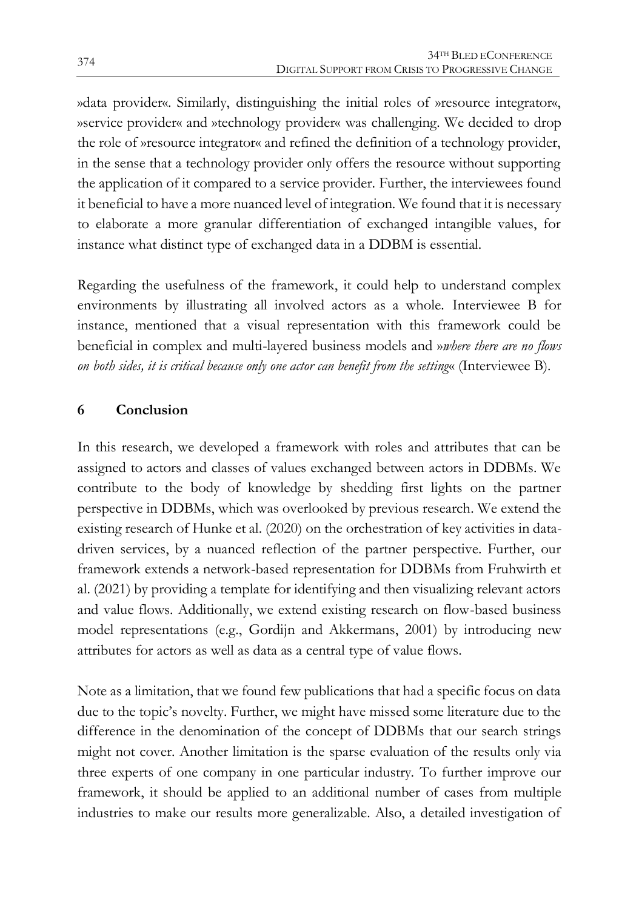»data provider«. Similarly, distinguishing the initial roles of »resource integrator«, »service provider« and »technology provider« was challenging. We decided to drop the role of »resource integrator« and refined the definition of a technology provider, in the sense that a technology provider only offers the resource without supporting the application of it compared to a service provider. Further, the interviewees found it beneficial to have a more nuanced level of integration. We found that it is necessary to elaborate a more granular differentiation of exchanged intangible values, for instance what distinct type of exchanged data in a DDBM is essential.

Regarding the usefulness of the framework, it could help to understand complex environments by illustrating all involved actors as a whole. Interviewee B for instance, mentioned that a visual representation with this framework could be beneficial in complex and multi-layered business models and »*where there are no flows on both sides, it is critical because only one actor can benefit from the setting*« (Interviewee B).

## 6 Conclusion

In this research, we developed a framework with roles and attributes that can be assigned to actors and classes of values exchanged between actors in DDBMs. We contribute to the body of knowledge by shedding first lights on the partner perspective in DDBMs, which was overlooked by previous research. We extend the existing research of Hunke et al. (2020) on the orchestration of key activities in data-driven services, by a nuanced reflection of the partner perspective. Further, our framework extends a network-based representation for DDBMs from Fruhwirth et al. (2021) by providing a template for identifying and then visualizing relevant actors and value flows. Additionally, we extend existing research on flow-based business model representations (e.g., Gordijn and Akkermans, 2001) by introducing new attributes for actors as well as data as a central type of value flows.

Note as a limitation, that we found few publications that had a specific focus on data due to the topic's novelty. Further, we might have missed some literature due to the difference in the denomination of the concept of DDBMs that our search strings might not cover. Another limitation is the sparse evaluation of the results only via three experts of one company in one particular industry. To further improve our framework, it should be applied to an additional number of cases from multiple industries to make our results more generalizable. Also, a detailed investigation of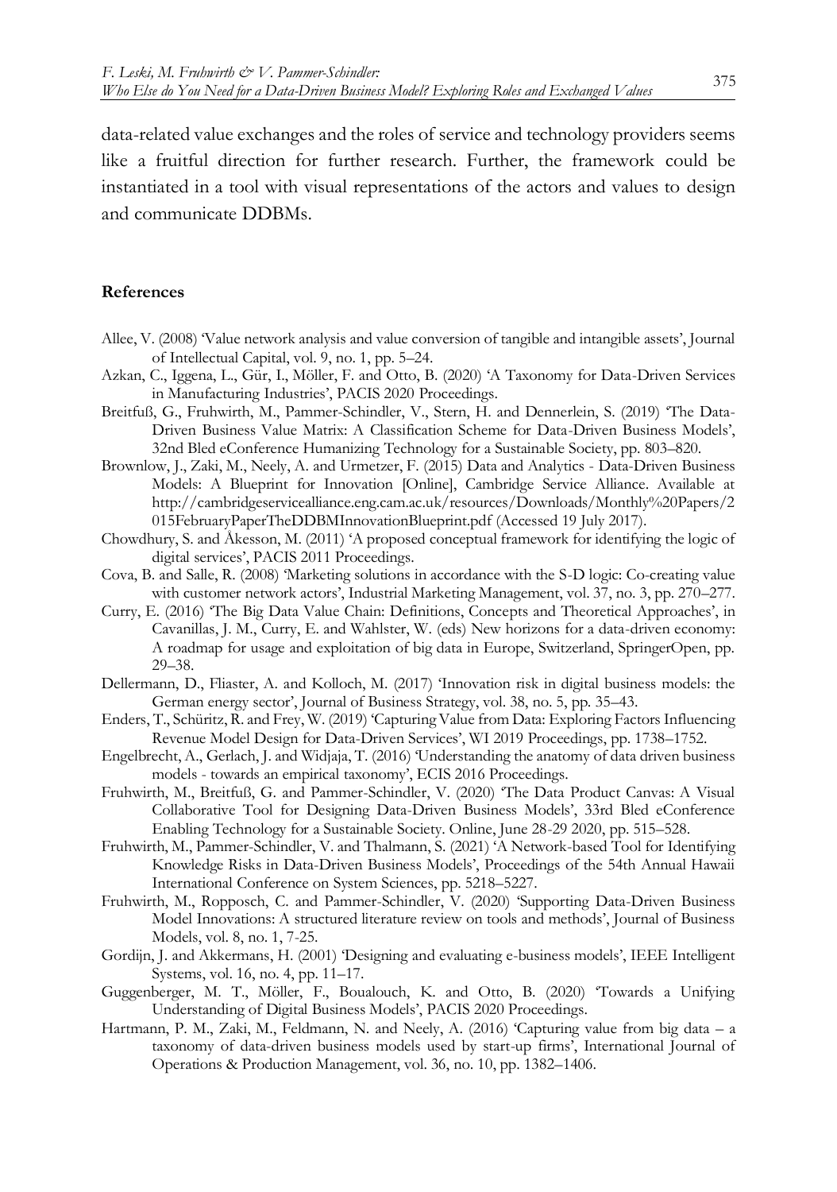data-related value exchanges and the roles of service and technology providers seems like a fruitful direction for further research. Further, the framework could be instantiated in a tool with visual representations of the actors and values to design and communicate DDBMs.

### References

Allee, V. (2008) 'Value network analysis and value conversion of tangible and intangible assets', Journal of Intellectual Capital, vol. 9, no. 1, pp. 5–24.

Azkan, C., Iggena, L., Gür, I., Möller, F. and Otto, B. (2020) 'A Taxonomy for Data-Driven Services in Manufacturing Industries', PACIS 2020 Proceedings.

Breitfuß, G., Fruhwirth, M., Pammer-Schindler, V., Stern, H. and Dennerlein, S. (2019) 'The Data-Driven Business Value Matrix: A Classification Scheme for Data-Driven Business Models', 32nd Bled eConference Humanizing Technology for a Sustainable Society, pp. 803–820.

Brownlow, J., Zaki, M., Neely, A. and Urmetzer, F. (2015) Data and Analytics - Data-Driven Business Models: A Blueprint for Innovation [Online], Cambridge Service Alliance. Available at http://cambridgeservicealliance.eng.cam.ac.uk/resources/Downloads/Monthly%20Papers/2015FebruaryPaperTheDDBMInnovationBlueprint.pdf (Accessed 19 July 2017).

Chowdhury, S. and Åkesson, M. (2011) 'A proposed conceptual framework for identifying the logic of digital services', PACIS 2011 Proceedings.

Cova, B. and Salle, R. (2008) 'Marketing solutions in accordance with the S-D logic: Co-creating value with customer network actors', Industrial Marketing Management, vol. 37, no. 3, pp. 270–277.

Curry, E. (2016) 'The Big Data Value Chain: Definitions, Concepts and Theoretical Approaches', in Cavanillas, J. M., Curry, E. and Wahlster, W. (eds) New horizons for a data-driven economy: A roadmap for usage and exploitation of big data in Europe, Switzerland, SpringerOpen, pp. 29–38.

Dellermann, D., Fliaster, A. and Kolloch, M. (2017) 'Innovation risk in digital business models: the German energy sector', Journal of Business Strategy, vol. 38, no. 5, pp. 35–43.

Enders, T., Schüritz, R. and Frey, W. (2019) 'Capturing Value from Data: Exploring Factors Influencing Revenue Model Design for Data-Driven Services', WI 2019 Proceedings, pp. 1738–1752.

Engelbrecht, A., Gerlach, J. and Widjaja, T. (2016) 'Understanding the anatomy of data driven business models - towards an empirical taxonomy', ECIS 2016 Proceedings.

Fruhwirth, M., Breitfuß, G. and Pammer-Schindler, V. (2020) 'The Data Product Canvas: A Visual Collaborative Tool for Designing Data-Driven Business Models', 33rd Bled eConference Enabling Technology for a Sustainable Society. Online, June 28-29 2020, pp. 515–528.

Fruhwirth, M., Pammer-Schindler, V. and Thalmann, S. (2021) 'A Network-based Tool for Identifying Knowledge Risks in Data-Driven Business Models', Proceedings of the 54th Annual Hawaii International Conference on System Sciences, pp. 5218–5227.

Fruhwirth, M., Ropposch, C. and Pammer-Schindler, V. (2020) 'Supporting Data-Driven Business Model Innovations: A structured literature review on tools and methods', Journal of Business Models, vol. 8, no. 1, 7-25.

Gordijn, J. and Akkermans, H. (2001) 'Designing and evaluating e-business models', IEEE Intelligent Systems, vol. 16, no. 4, pp. 11–17.

Guggenberger, M. T., Möller, F., Boualouch, K. and Otto, B. (2020) 'Towards a Unifying Understanding of Digital Business Models', PACIS 2020 Proceedings.

Hartmann, P. M., Zaki, M., Feldmann, N. and Neely, A. (2016) 'Capturing value from big data – a taxonomy of data-driven business models used by start-up firms', International Journal of Operations & Production Management, vol. 36, no. 10, pp. 1382–1406.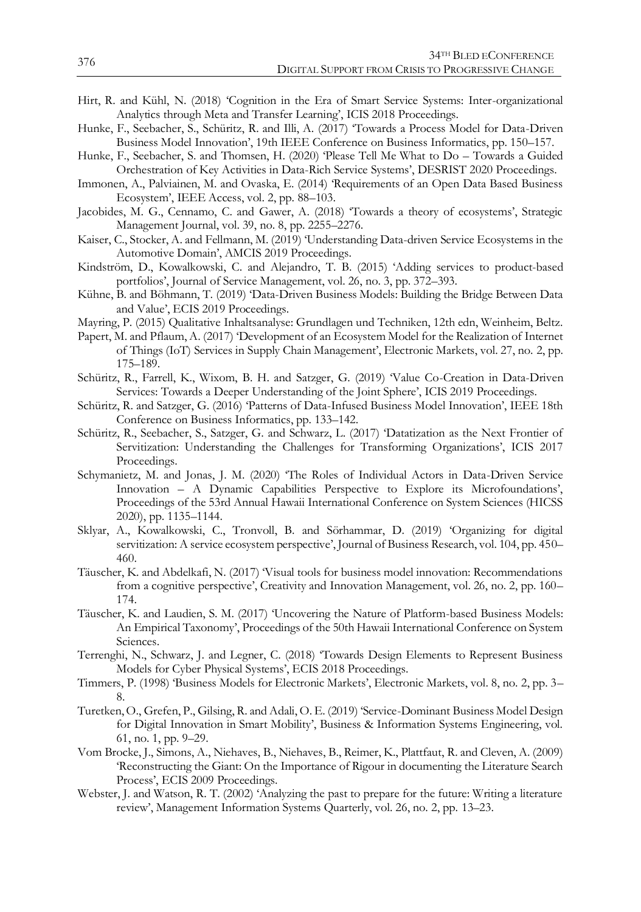Hirt, R. and Kühl, N. (2018) 'Cognition in the Era of Smart Service Systems: Inter-organizational Analytics through Meta and Transfer Learning', ICIS 2018 Proceedings.

Hunke, F., Seebacher, S., Schüritz, R. and Illi, A. (2017) 'Towards a Process Model for Data-Driven Business Model Innovation', 19th IEEE Conference on Business Informatics, pp. 150–157.

Hunke, F., Seebacher, S. and Thomsen, H. (2020) 'Please Tell Me What to Do – Towards a Guided Orchestration of Key Activities in Data-Rich Service Systems', DESRIST 2020 Proceedings.

Immonen, A., Palviainen, M. and Ovaska, E. (2014) 'Requirements of an Open Data Based Business Ecosystem', IEEE Access, vol. 2, pp. 88–103.

Jacobides, M. G., Cennamo, C. and Gawer, A. (2018) 'Towards a theory of ecosystems', Strategic Management Journal, vol. 39, no. 8, pp. 2255–2276.

Kaiser, C., Stocker, A. and Fellmann, M. (2019) 'Understanding Data-driven Service Ecosystems in the Automotive Domain', AMCIS 2019 Proceedings.

Kindström, D., Kowalkowski, C. and Alejandro, T. B. (2015) 'Adding services to product-based portfolios', Journal of Service Management, vol. 26, no. 3, pp. 372–393.

Kühne, B. and Böhmann, T. (2019) 'Data-Driven Business Models: Building the Bridge Between Data and Value', ECIS 2019 Proceedings.

Mayring, P. (2015) Qualitative Inhaltsanalyse: Grundlagen und Techniken, 12th edn, Weinheim, Beltz.

Papert, M. and Pflaum, A. (2017) 'Development of an Ecosystem Model for the Realization of Internet of Things (IoT) Services in Supply Chain Management', Electronic Markets, vol. 27, no. 2, pp. 175–189.

Schüritz, R., Farrell, K., Wixom, B. H. and Satzger, G. (2019) 'Value Co-Creation in Data-Driven Services: Towards a Deeper Understanding of the Joint Sphere', ICIS 2019 Proceedings.

Schüritz, R. and Satzger, G. (2016) 'Patterns of Data-Infused Business Model Innovation', IEEE 18th Conference on Business Informatics, pp. 133–142.

Schüritz, R., Seebacher, S., Satzger, G. and Schwarz, L. (2017) 'Datatization as the Next Frontier of Servitization: Understanding the Challenges for Transforming Organizations', ICIS 2017 Proceedings.

Schymanietz, M. and Jonas, J. M. (2020) 'The Roles of Individual Actors in Data-Driven Service Innovation – A Dynamic Capabilities Perspective to Explore its Microfoundations', Proceedings of the 53rd Annual Hawaii International Conference on System Sciences (HICSS 2020), pp. 1135–1144.

Sklyar, A., Kowalkowski, C., Tronvoll, B. and Sörhammar, D. (2019) 'Organizing for digital servitization: A service ecosystem perspective', Journal of Business Research, vol. 104, pp. 450–460.

Täuscher, K. and Abdelkafi, N. (2017) 'Visual tools for business model innovation: Recommendations from a cognitive perspective', Creativity and Innovation Management, vol. 26, no. 2, pp. 160–174.

Täuscher, K. and Laudien, S. M. (2017) 'Uncovering the Nature of Platform-based Business Models: An Empirical Taxonomy', Proceedings of the 50th Hawaii International Conference on System Sciences.

Terrenghi, N., Schwarz, J. and Legner, C. (2018) 'Towards Design Elements to Represent Business Models for Cyber Physical Systems', ECIS 2018 Proceedings.

Timmers, P. (1998) 'Business Models for Electronic Markets', Electronic Markets, vol. 8, no. 2, pp. 3–8.

Turetken, O., Grefen, P., Gilsing, R. and Adali, O. E. (2019) 'Service-Dominant Business Model Design for Digital Innovation in Smart Mobility', Business & Information Systems Engineering, vol. 61, no. 1, pp. 9–29.

Vom Brocke, J., Simons, A., Niehaves, B., Niehaves, B., Reimer, K., Plattfaut, R. and Cleven, A. (2009) 'Reconstructing the Giant: On the Importance of Rigour in documenting the Literature Search Process', ECIS 2009 Proceedings.

Webster, J. and Watson, R. T. (2002) 'Analyzing the past to prepare for the future: Writing a literature review', Management Information Systems Quarterly, vol. 26, no. 2, pp. 13–23.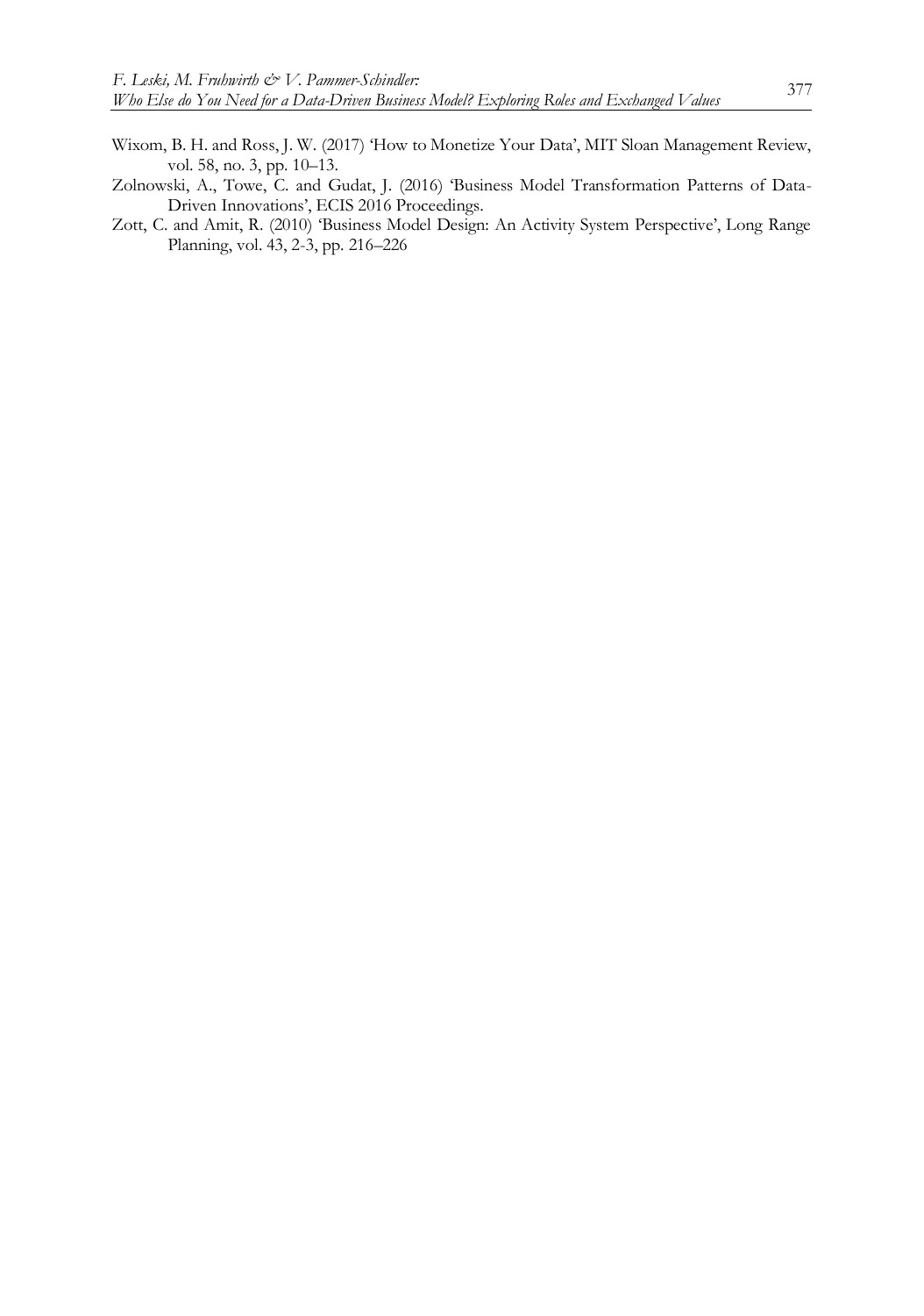Wixom, B. H. and Ross, J. W. (2017) 'How to Monetize Your Data', MIT Sloan Management Review, vol. 58, no. 3, pp. 10–13.

Zolnowski, A., Towe, C. and Gudat, J. (2016) 'Business Model Transformation Patterns of Data-Driven Innovations', ECIS 2016 Proceedings.

Zott, C. and Amit, R. (2010) 'Business Model Design: An Activity System Perspective', Long Range Planning, vol. 43, 2-3, pp. 216–226